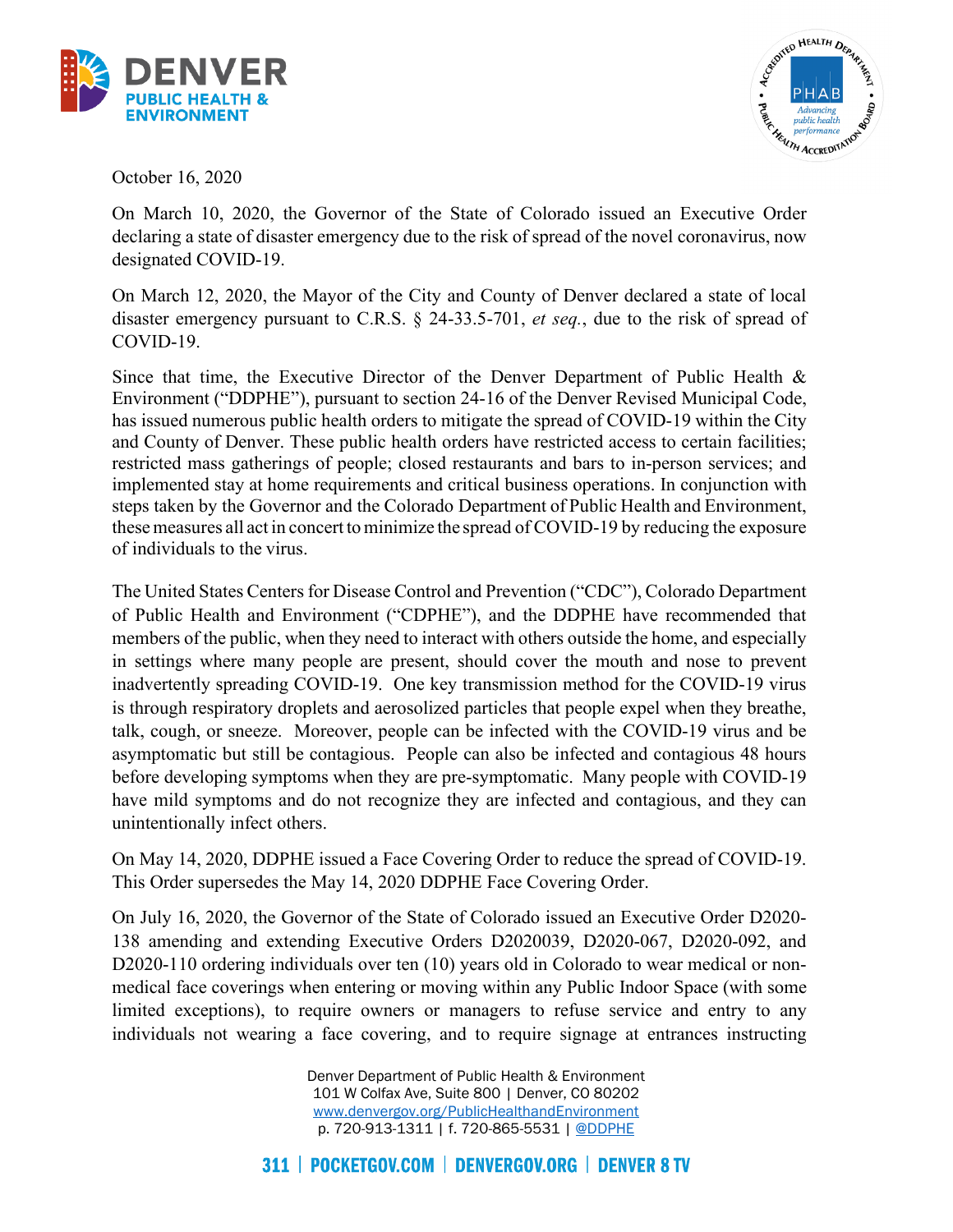October 16, 2020

On March 10, 2020, the Governor of the State of Colorado issued an Executive Order declaring a state of disaster emergency due to the risk of spread of the novel coronavirus, now designated COVID-19.

On March 12, 2020, the Mayor of the City and County of Denver declared a state of local disaster emergency pursuant to C.R.S. § 24-33.5-701, *et seq.*, due to the risk of spread of COVID-19.

Since that time, the Executive Director of the Denver Department of Public Health & Environment ("DDPHE"), pursuant to section 24-16 of the Denver Revised Municipal Code, has issued numerous public health orders to mitigate the spread of COVID-19 within the City and County of Denver. These public health orders have restricted access to certain facilities; restricted mass gatherings of people; closed restaurants and bars to in-person services; and implemented stay at home requirements and critical business operations. In conjunction with steps taken by the Governor and the Colorado Department of Public Health and Environment, these measures all act in concert to minimize the spread of COVID-19 by reducing the exposure of individuals to the virus.

The United States Centers for Disease Control and Prevention ("CDC"), Colorado Department of Public Health and Environment ("CDPHE"), and the DDPHE have recommended that members of the public, when they need to interact with others outside the home, and especially in settings where many people are present, should cover the mouth and nose to prevent inadvertently spreading COVID-19. One key transmission method for the COVID-19 virus is through respiratory droplets and aerosolized particles that people expel when they breathe, talk, cough, or sneeze. Moreover, people can be infected with the COVID-19 virus and be asymptomatic but still be contagious. People can also be infected and contagious 48 hours before developing symptoms when they are pre-symptomatic. Many people with COVID-19 have mild symptoms and do not recognize they are infected and contagious, and they can unintentionally infect others.

On May 14, 2020, DDPHE issued a Face Covering Order to reduce the spread of COVID-19. This Order supersedes the May 14, 2020 DDPHE Face Covering Order.

On July 16, 2020, the Governor of the State of Colorado issued an Executive Order D2020-138 amending and extending Executive Orders D2020039, D2020-067, D2020-092, and D2020-110 ordering individuals over ten (10) years old in Colorado to wear medical or non-medical face coverings when entering or moving within any Public Indoor Space (with some limited exceptions), to require owners or managers to refuse service and entry to any individuals not wearing a face covering, and to require signage at entrances instructing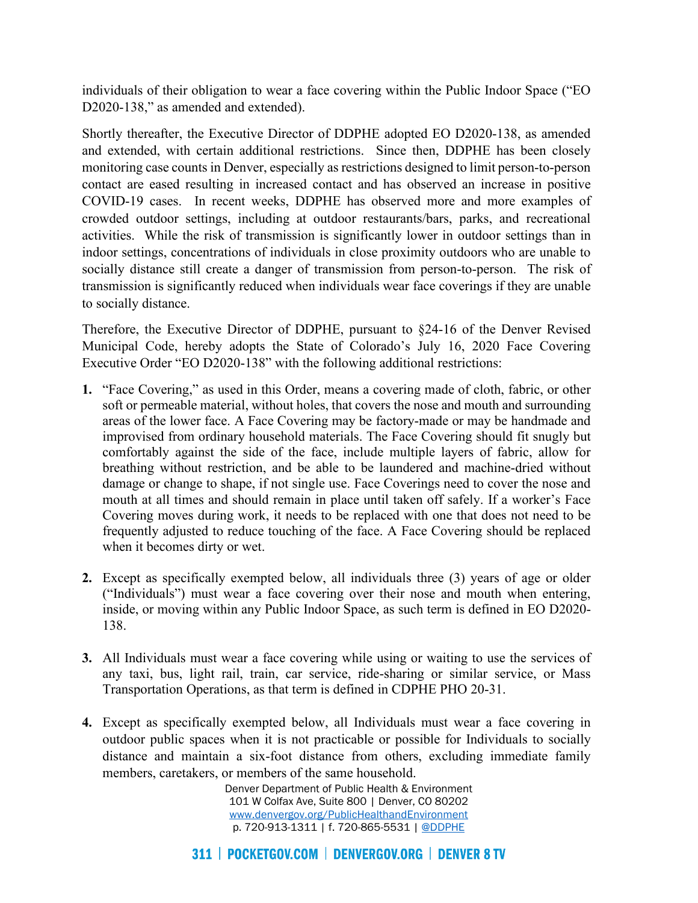individuals of their obligation to wear a face covering within the Public Indoor Space ("EO D2020-138," as amended and extended).

Shortly thereafter, the Executive Director of DDPHE adopted EO D2020-138, as amended and extended, with certain additional restrictions. Since then, DDPHE has been closely monitoring case counts in Denver, especially as restrictions designed to limit person-to-person contact are eased resulting in increased contact and has observed an increase in positive COVID-19 cases. In recent weeks, DDPHE has observed more and more examples of crowded outdoor settings, including at outdoor restaurants/bars, parks, and recreational activities. While the risk of transmission is significantly lower in outdoor settings than in indoor settings, concentrations of individuals in close proximity outdoors who are unable to socially distance still create a danger of transmission from person-to-person. The risk of transmission is significantly reduced when individuals wear face coverings if they are unable to socially distance.

Therefore, the Executive Director of DDPHE, pursuant to §24-16 of the Denver Revised Municipal Code, hereby adopts the State of Colorado's July 16, 2020 Face Covering Executive Order "EO D2020-138" with the following additional restrictions:

1. "Face Covering," as used in this Order, means a covering made of cloth, fabric, or other soft or permeable material, without holes, that covers the nose and mouth and surrounding areas of the lower face. A Face Covering may be factory-made or may be handmade and improvised from ordinary household materials. The Face Covering should fit snugly but comfortably against the side of the face, include multiple layers of fabric, allow for breathing without restriction, and be able to be laundered and machine-dried without damage or change to shape, if not single use. Face Coverings need to cover the nose and mouth at all times and should remain in place until taken off safely. If a worker's Face Covering moves during work, it needs to be replaced with one that does not need to be frequently adjusted to reduce touching of the face. A Face Covering should be replaced when it becomes dirty or wet.

2. Except as specifically exempted below, all individuals three (3) years of age or older ("Individuals") must wear a face covering over their nose and mouth when entering, inside, or moving within any Public Indoor Space, as such term is defined in EO D2020-138.

3. All Individuals must wear a face covering while using or waiting to use the services of any taxi, bus, light rail, train, car service, ride-sharing or similar service, or Mass Transportation Operations, as that term is defined in CDPHE PHO 20-31.

4. Except as specifically exempted below, all Individuals must wear a face covering in outdoor public spaces when it is not practicable or possible for Individuals to socially distance and maintain a six-foot distance from others, excluding immediate family members, caretakers, or members of the same household.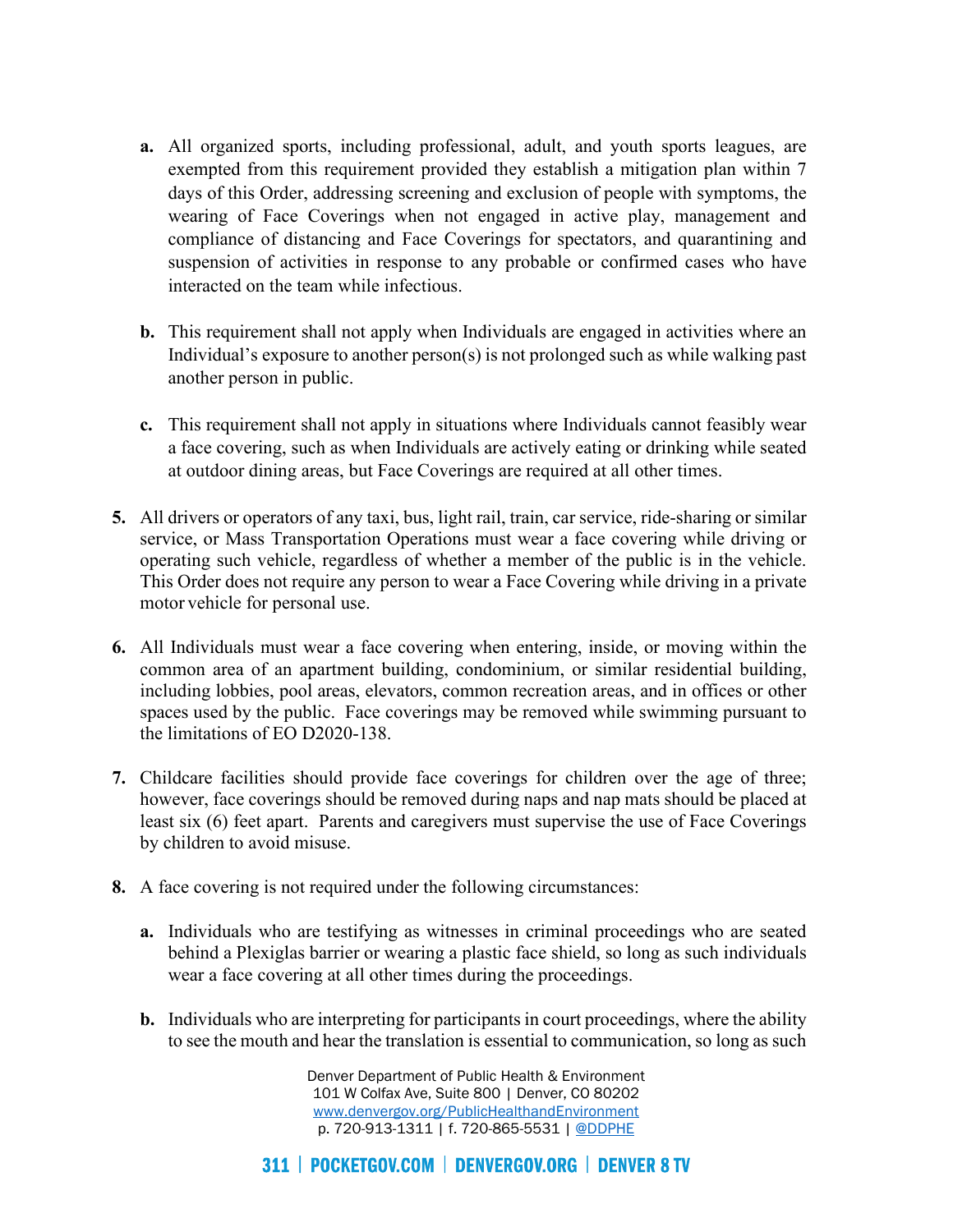a. All organized sports, including professional, adult, and youth sports leagues, are exempted from this requirement provided they establish a mitigation plan within 7 days of this Order, addressing screening and exclusion of people with symptoms, the wearing of Face Coverings when not engaged in active play, management and compliance of distancing and Face Coverings for spectators, and quarantining and suspension of activities in response to any probable or confirmed cases who have interacted on the team while infectious.

   b. This requirement shall not apply when Individuals are engaged in activities where an Individual's exposure to another person(s) is not prolonged such as while walking past another person in public.

   c. This requirement shall not apply in situations where Individuals cannot feasibly wear a face covering, such as when Individuals are actively eating or drinking while seated at outdoor dining areas, but Face Coverings are required at all other times.

5. All drivers or operators of any taxi, bus, light rail, train, car service, ride-sharing or similar service, or Mass Transportation Operations must wear a face covering while driving or operating such vehicle, regardless of whether a member of the public is in the vehicle. This Order does not require any person to wear a Face Covering while driving in a private motor vehicle for personal use.

6. All Individuals must wear a face covering when entering, inside, or moving within the common area of an apartment building, condominium, or similar residential building, including lobbies, pool areas, elevators, common recreation areas, and in offices or other spaces used by the public. Face coverings may be removed while swimming pursuant to the limitations of EO D2020-138.

7. Childcare facilities should provide face coverings for children over the age of three; however, face coverings should be removed during naps and nap mats should be placed at least six (6) feet apart. Parents and caregivers must supervise the use of Face Coverings by children to avoid misuse.

8. A face covering is not required under the following circumstances:

   a. Individuals who are testifying as witnesses in criminal proceedings who are seated behind a Plexiglas barrier or wearing a plastic face shield, so long as such individuals wear a face covering at all other times during the proceedings.

   b. Individuals who are interpreting for participants in court proceedings, where the ability to see the mouth and hear the translation is essential to communication, so long as such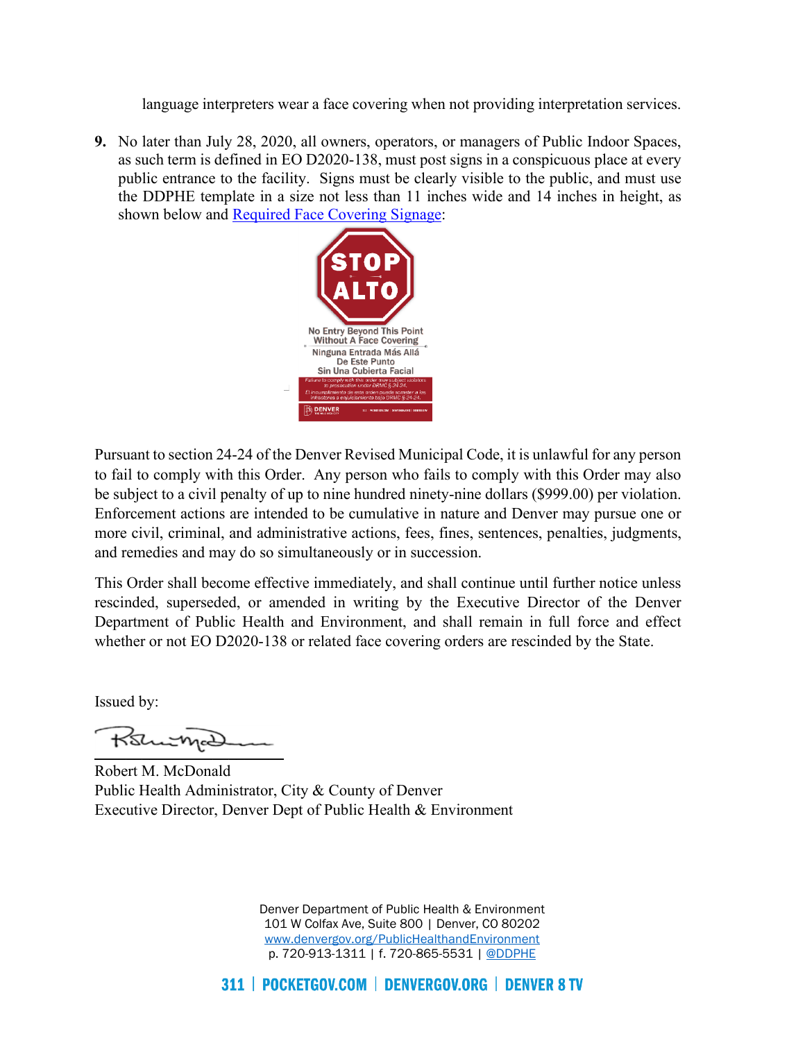language interpreters wear a face covering when not providing interpretation services.

9. No later than July 28, 2020, all owners, operators, or managers of Public Indoor Spaces, as such term is defined in EO D2020-138, must post signs in a conspicuous place at every public entrance to the facility. Signs must be clearly visible to the public, and must use the DDPHE template in a size not less than 11 inches wide and 14 inches in height, as shown below and [Required Face Covering Signage](Required Face Covering Signage):

STOP
ALTO

No Entry Beyond This Point Without A Face Covering

Ninguna Entrada Más Allá De Este Punto Sin Una Cubierta Facial

Failure to comply with this order may subject violators to prosecution under DRMC § 24-24.

El incumplimiento de esta orden puede someter a los infractores a enjuiciamiento bajo DRMC § 24-24.

DENVER

Pursuant to section 24-24 of the Denver Revised Municipal Code, it is unlawful for any person to fail to comply with this Order. Any person who fails to comply with this Order may also be subject to a civil penalty of up to nine hundred ninety-nine dollars ($999.00) per violation. Enforcement actions are intended to be cumulative in nature and Denver may pursue one or more civil, criminal, and administrative actions, fees, fines, sentences, penalties, judgments, and remedies and may do so simultaneously or in succession.

This Order shall become effective immediately, and shall continue until further notice unless rescinded, superseded, or amended in writing by the Executive Director of the Denver Department of Public Health and Environment, and shall remain in full force and effect whether or not EO D2020-138 or related face covering orders are rescinded by the State.

Issued by:

Robert M. McDonald
Public Health Administrator, City & County of Denver
Executive Director, Denver Dept of Public Health & Environment

Denver Department of Public Health & Environment
101 W Colfax Ave, Suite 800 | Denver, CO 80202
www.denvergov.org/PublicHealthandEnvironment
p. 720-913-1311 | f. 720-865-5531 | @DDPHE

311 | POCKETGOV.COM | DENVERGOV.ORG | DENVER 8 TV